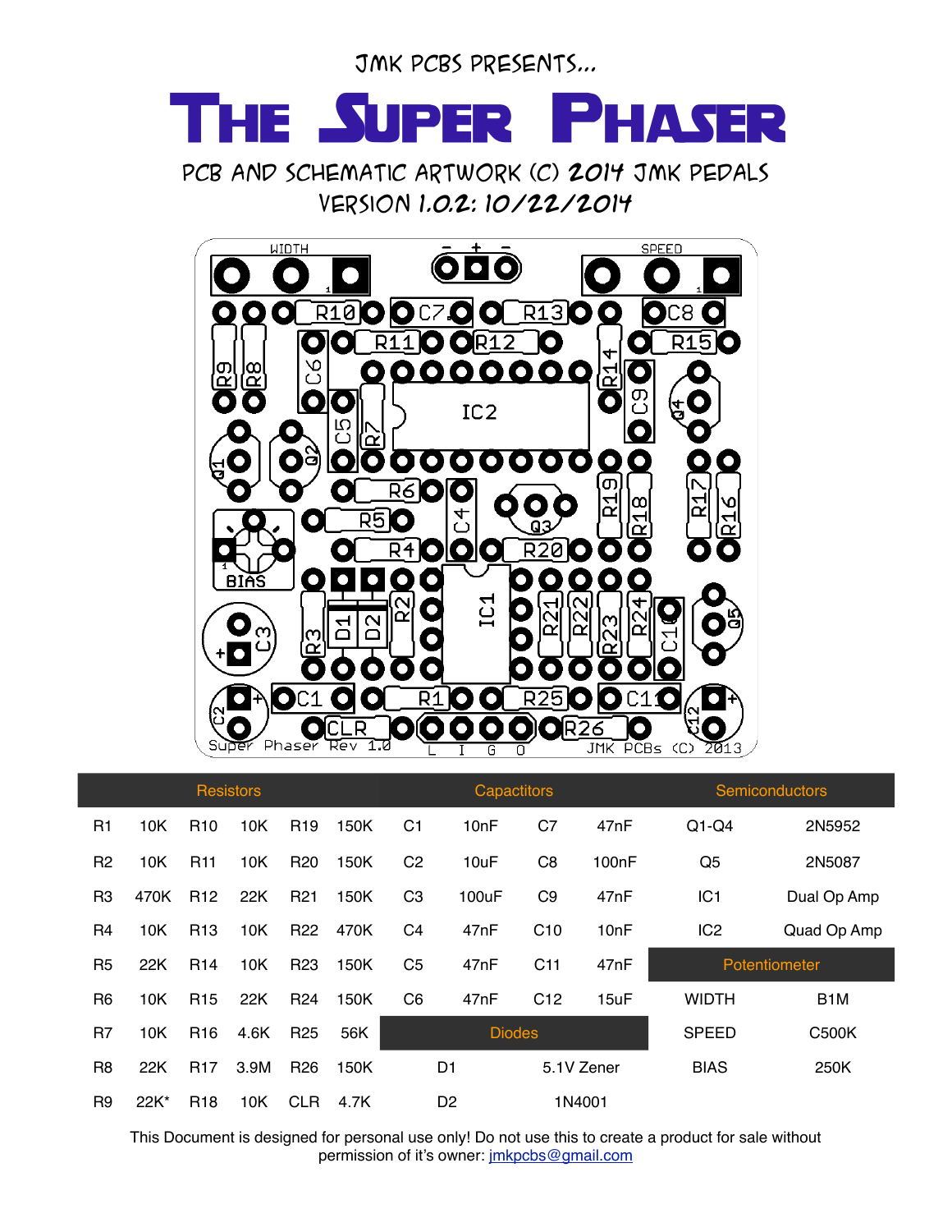JMK PCBS PRESENTS...

# The Super Phaser

PCB AND SCHEMATIC ARTWORK (C) 2014 JMK PEDALS
VERSION 1.0.2: 10/22/2014

| Resistors | | | | | | Capactitors | | | | Semiconductors | |
|---|---|---|---|---|---|---|---|---|---|---|---|
| R1 | 10K | R10 | 10K | R19 | 150K | C1 | 10nF | C7 | 47nF | Q1-Q4 | 2N5952 |
| R2 | 10K | R11 | 10K | R20 | 150K | C2 | 10uF | C8 | 100nF | Q5 | 2N5087 |
| R3 | 470K | R12 | 22K | R21 | 150K | C3 | 100uF | C9 | 47nF | IC1 | Dual Op Amp |
| R4 | 10K | R13 | 10K | R22 | 470K | C4 | 47nF | C10 | 10nF | IC2 | Quad Op Amp |
| R5 | 22K | R14 | 10K | R23 | 150K | C5 | 47nF | C11 | 47nF | Potentiometer | |
| R6 | 10K | R15 | 22K | R24 | 150K | C6 | 47nF | C12 | 15uF | WIDTH | B1M |
| R7 | 10K | R16 | 4.6K | R25 | 56K | Diodes | | | | SPEED | C500K |
| R8 | 22K | R17 | 3.9M | R26 | 150K | D1 | | 5.1V Zener | | BIAS | 250K |
| R9 | 22K* | R18 | 10K | CLR | 4.7K | D2 | | 1N4001 | | | |

This Document is designed for personal use only! Do not use this to create a product for sale without permission of it's owner: jmkpcbs@gmail.com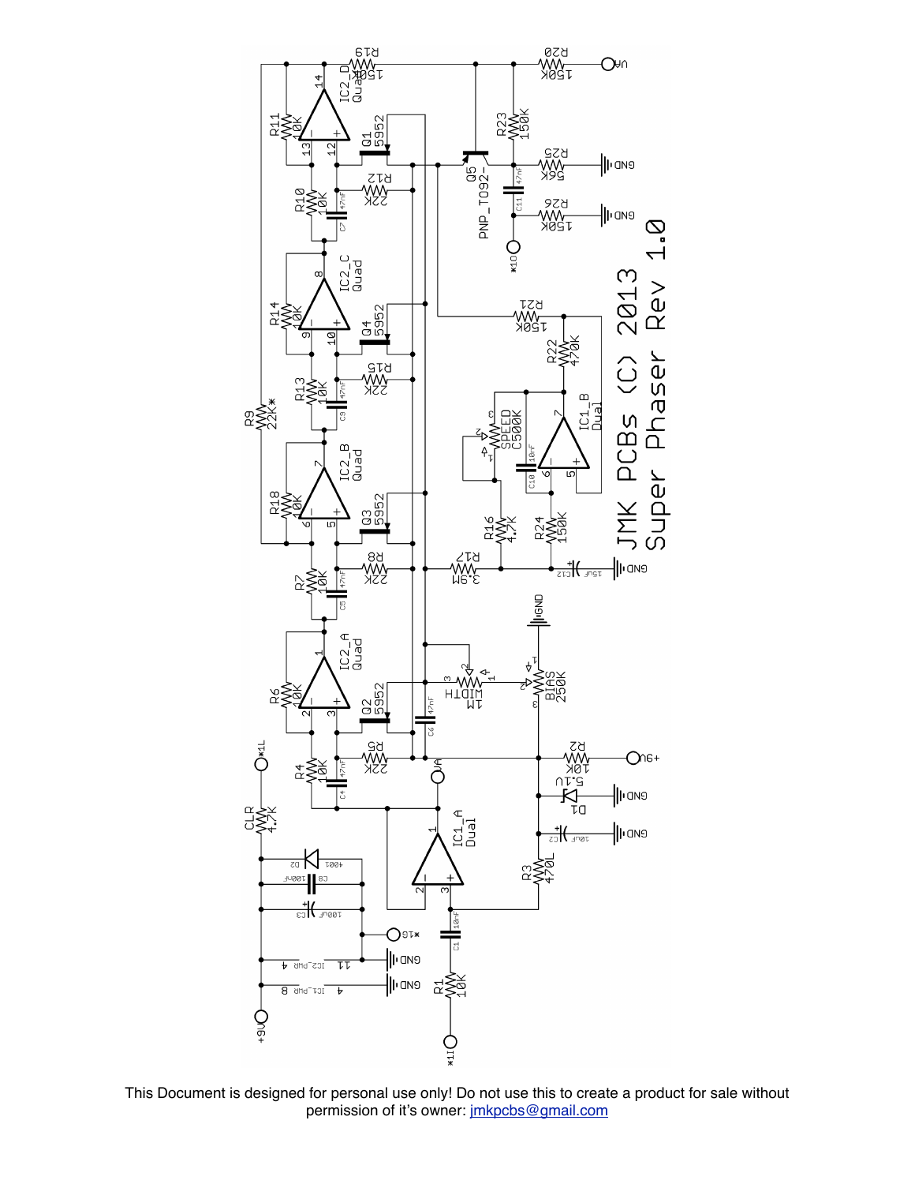JMK PCBs (C) 2013
Super Phaser Rev 1.0

This Document is designed for personal use only! Do not use this to create a product for sale without permission of it's owner: jmkpcbs@gmail.com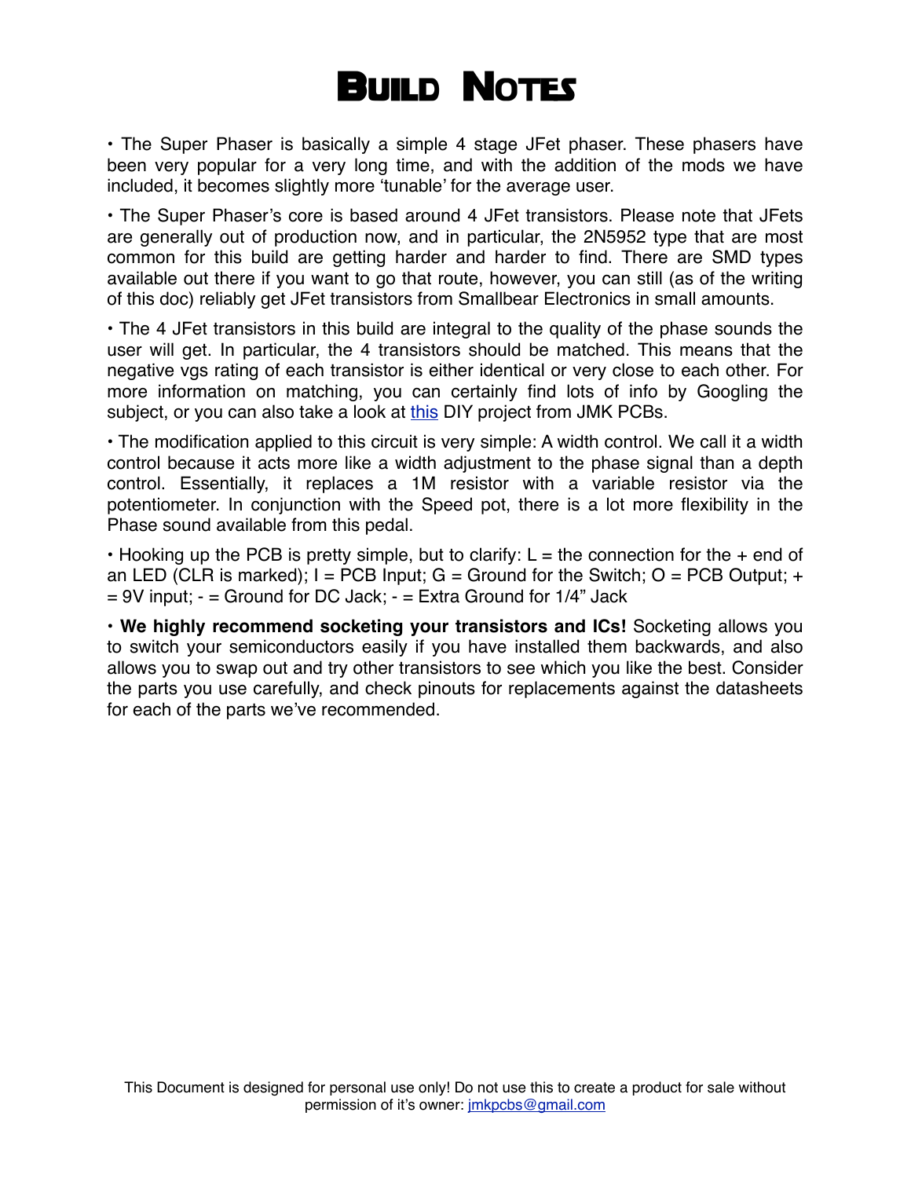# Build Notes

• The Super Phaser is basically a simple 4 stage JFet phaser. These phasers have been very popular for a very long time, and with the addition of the mods we have included, it becomes slightly more 'tunable' for the average user.

• The Super Phaser's core is based around 4 JFet transistors. Please note that JFets are generally out of production now, and in particular, the 2N5952 type that are most common for this build are getting harder and harder to find. There are SMD types available out there if you want to go that route, however, you can still (as of the writing of this doc) reliably get JFet transistors from Smallbear Electronics in small amounts.

• The 4 JFet transistors in this build are integral to the quality of the phase sounds the user will get. In particular, the 4 transistors should be matched. This means that the negative vgs rating of each transistor is either identical or very close to each other. For more information on matching, you can certainly find lots of info by Googling the subject, or you can also take a look at this DIY project from JMK PCBs.

• The modification applied to this circuit is very simple: A width control. We call it a width control because it acts more like a width adjustment to the phase signal than a depth control. Essentially, it replaces a 1M resistor with a variable resistor via the potentiometer. In conjunction with the Speed pot, there is a lot more flexibility in the Phase sound available from this pedal.

• Hooking up the PCB is pretty simple, but to clarify: L = the connection for the + end of an LED (CLR is marked); I = PCB Input; G = Ground for the Switch; O = PCB Output; + = 9V input; - = Ground for DC Jack; - = Extra Ground for 1/4" Jack

• **We highly recommend socketing your transistors and ICs!** Socketing allows you to switch your semiconductors easily if you have installed them backwards, and also allows you to swap out and try other transistors to see which you like the best. Consider the parts you use carefully, and check pinouts for replacements against the datasheets for each of the parts we've recommended.

This Document is designed for personal use only! Do not use this to create a product for sale without permission of it's owner: jmkpcbs@gmail.com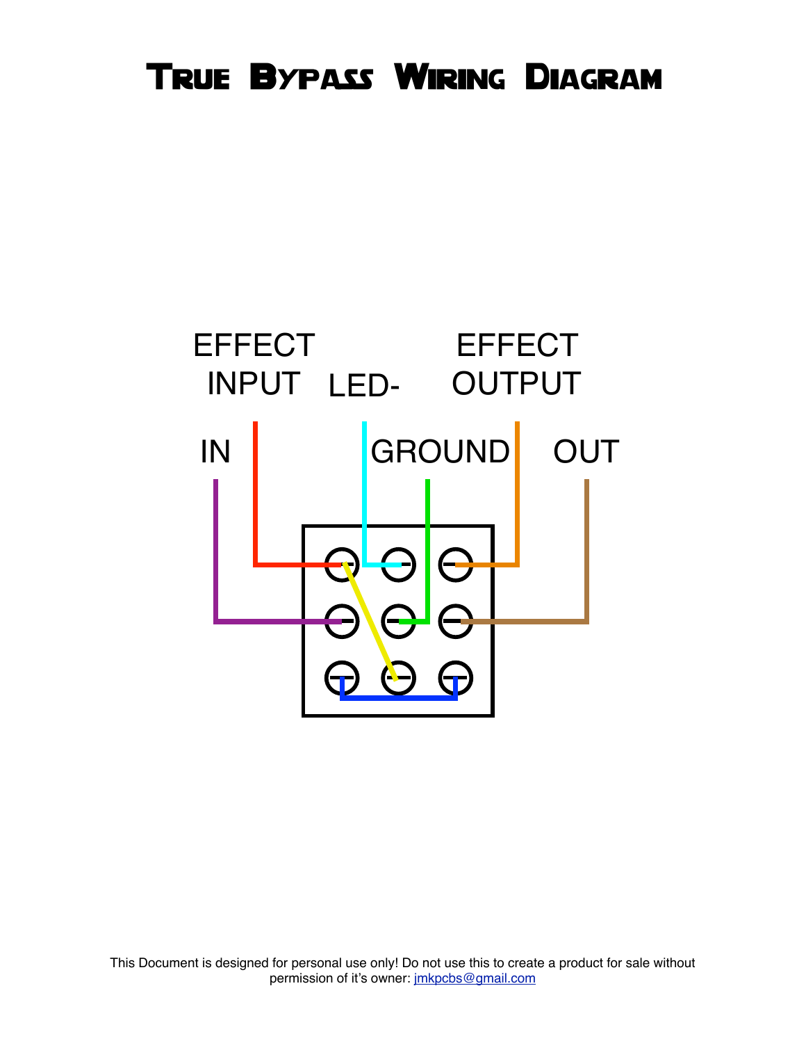# True Bypass Wiring Diagram

EFFECT INPUT

LED-

EFFECT OUTPUT

IN

GROUND

OUT

This Document is designed for personal use only! Do not use this to create a product for sale without permission of it's owner: [jmkpcbs@gmail.com](mailto:jmkpcbs@gmail.com)